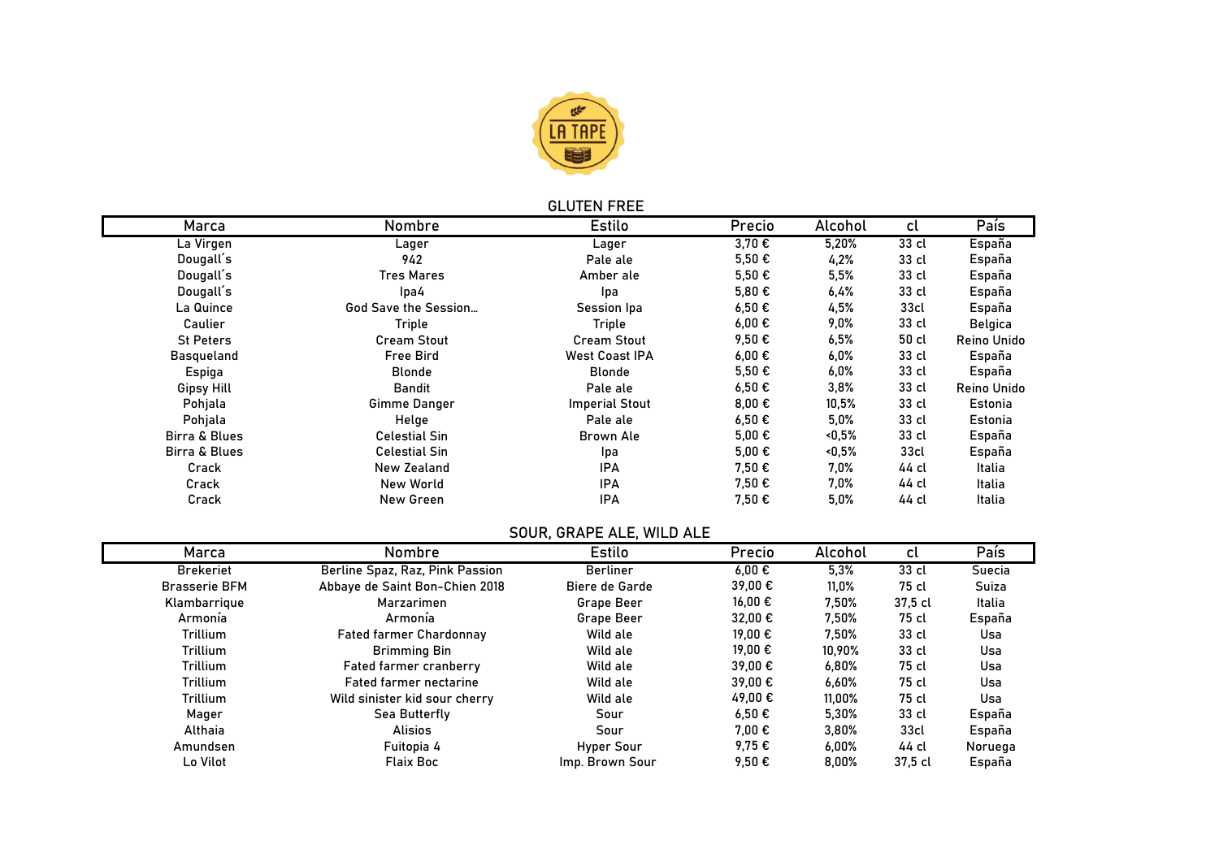LA TAPE

## GLUTEN FREE

| Marca | Nombre | Estilo | Precio | Alcohol | cl | País |
|---|---|---|---|---|---|---|
| La Virgen | Lager | Lager | 3,70 € | 5,20% | 33 cl | España |
| Dougall´s | 942 | Pale ale | 5,50 € | 4,2% | 33 cl | España |
| Dougall´s | Tres Mares | Amber ale | 5,50 € | 5,5% | 33 cl | España |
| Dougall´s | Ipa4 | Ipa | 5,80 € | 6,4% | 33 cl | España |
| La Quince | God Save the Session… | Session Ipa | 6,50 € | 4,5% | 33cl | España |
| Caulier | Triple | Triple | 6,00 € | 9,0% | 33 cl | Belgica |
| St Peters | Cream Stout | Cream Stout | 9,50 € | 6,5% | 50 cl | Reino Unido |
| Basqueland | Free Bird | West Coast IPA | 6,00 € | 6,0% | 33 cl | España |
| Espiga | Blonde | Blonde | 5,50 € | 6,0% | 33 cl | España |
| Gipsy Hill | Bandit | Pale ale | 6,50 € | 3,8% | 33 cl | Reino Unido |
| Pohjala | Gimme Danger | Imperial Stout | 8,00 € | 10,5% | 33 cl | Estonia |
| Pohjala | Helge | Pale ale | 6,50 € | 5,0% | 33 cl | Estonia |
| Birra & Blues | Celestial Sin | Brown Ale | 5,00 € | <0,5% | 33 cl | España |
| Birra & Blues | Celestial Sin | Ipa | 5,00 € | <0,5% | 33cl | España |
| Crack | New Zealand | IPA | 7,50 € | 7,0% | 44 cl | Italia |
| Crack | New World | IPA | 7,50 € | 7,0% | 44 cl | Italia |
| Crack | New Green | IPA | 7,50 € | 5,0% | 44 cl | Italia |

## SOUR, GRAPE ALE, WILD ALE

| Marca | Nombre | Estilo | Precio | Alcohol | cl | País |
|---|---|---|---|---|---|---|
| Brekeriet | Berline Spaz, Raz, Pink Passion | Berliner | 6,00 € | 5,3% | 33 cl | Suecia |
| Brasserie BFM | Abbaye de Saint Bon-Chien 2018 | Biere de Garde | 39,00 € | 11,0% | 75 cl | Suiza |
| Klambarrique | Marzarimen | Grape Beer | 16,00 € | 7,50% | 37,5 cl | Italia |
| Armonía | Armonía | Grape Beer | 32,00 € | 7,50% | 75 cl | España |
| Trillium | Fated farmer Chardonnay | Wild ale | 19,00 € | 7,50% | 33 cl | Usa |
| Trillium | Brimming Bin | Wild ale | 19,00 € | 10,90% | 33 cl | Usa |
| Trillium | Fated farmer cranberry | Wild ale | 39,00 € | 6,80% | 75 cl | Usa |
| Trillium | Fated farmer nectarine | Wild ale | 39,00 € | 6,60% | 75 cl | Usa |
| Trillium | Wild sinister kid sour cherry | Wild ale | 49,00 € | 11,00% | 75 cl | Usa |
| Mager | Sea Butterfly | Sour | 6,50 € | 5,30% | 33 cl | España |
| Althaia | Alisios | Sour | 7,00 € | 3,80% | 33cl | España |
| Amundsen | Fuitopia 4 | Hyper Sour | 9,75 € | 6,00% | 44 cl | Noruega |
| Lo Vilot | Flaix Boc | Imp. Brown Sour | 9,50 € | 8,00% | 37,5 cl | España |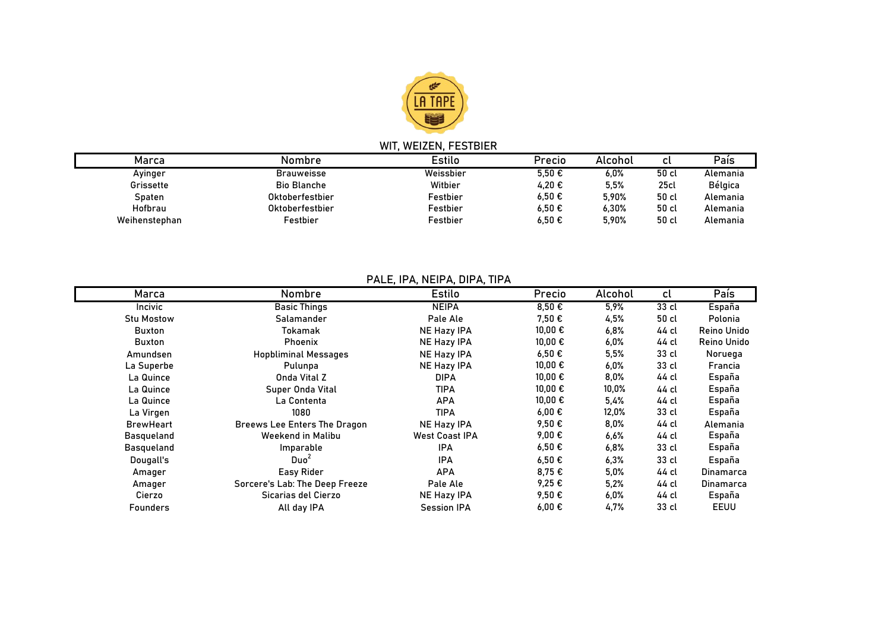LA TAPE

## WIT, WEIZEN, FESTBIER

| Marca | Nombre | Estilo | Precio | Alcohol | cl | País |
|---|---|---|---|---|---|---|
| Ayinger | Brauweisse | Weissbier | 5,50 € | 6,0% | 50 cl | Alemania |
| Grissette | Bio Blanche | Witbier | 4,20 € | 5,5% | 25cl | Bélgica |
| Spaten | Oktoberfestbier | Festbier | 6,50 € | 5,90% | 50 cl | Alemania |
| Hofbrau | Oktoberfestbier | Festbier | 6,50 € | 6,30% | 50 cl | Alemania |
| Weihenstephan | Festbier | Festbier | 6,50 € | 5,90% | 50 cl | Alemania |

## PALE, IPA, NEIPA, DIPA, TIPA

| Marca | Nombre | Estilo | Precio | Alcohol | cl | País |
|---|---|---|---|---|---|---|
| Incivic | Basic Things | NEIPA | 8,50 € | 5,9% | 33 cl | España |
| Stu Mostow | Salamander | Pale Ale | 7,50 € | 4,5% | 50 cl | Polonia |
| Buxton | Tokamak | NE Hazy IPA | 10,00 € | 6,8% | 44 cl | Reino Unido |
| Buxton | Phoenix | NE Hazy IPA | 10,00 € | 6,0% | 44 cl | Reino Unido |
| Amundsen | Hopbliminal Messages | NE Hazy IPA | 6,50 € | 5,5% | 33 cl | Noruega |
| La Superbe | Pulunpa | NE Hazy IPA | 10,00 € | 6,0% | 33 cl | Francia |
| La Quince | Onda Vital Z | DIPA | 10,00 € | 8,0% | 44 cl | España |
| La Quince | Super Onda Vital | TIPA | 10,00 € | 10,0% | 44 cl | España |
| La Quince | La Contenta | APA | 10,00 € | 5,4% | 44 cl | España |
| La Virgen | 1080 | TIPA | 6,00 € | 12,0% | 33 cl | España |
| BrewHeart | Breews Lee Enters The Dragon | NE Hazy IPA | 9,50 € | 8,0% | 44 cl | Alemania |
| Basqueland | Weekend in Malibu | West Coast IPA | 9,00 € | 6,6% | 44 cl | España |
| Basqueland | Imparable | IPA | 6,50 € | 6,8% | 33 cl | España |
| Dougall's | Duo$^2$ | IPA | 6,50 € | 6,3% | 33 cl | España |
| Amager | Easy Rider | APA | 8,75 € | 5,0% | 44 cl | Dinamarca |
| Amager | Sorcere's Lab: The Deep Freeze | Pale Ale | 9,25 € | 5,2% | 44 cl | Dinamarca |
| Cierzo | Sicarias del Cierzo | NE Hazy IPA | 9,50 € | 6,0% | 44 cl | España |
| Founders | All day IPA | Session IPA | 6,00 € | 4,7% | 33 cl | EEUU |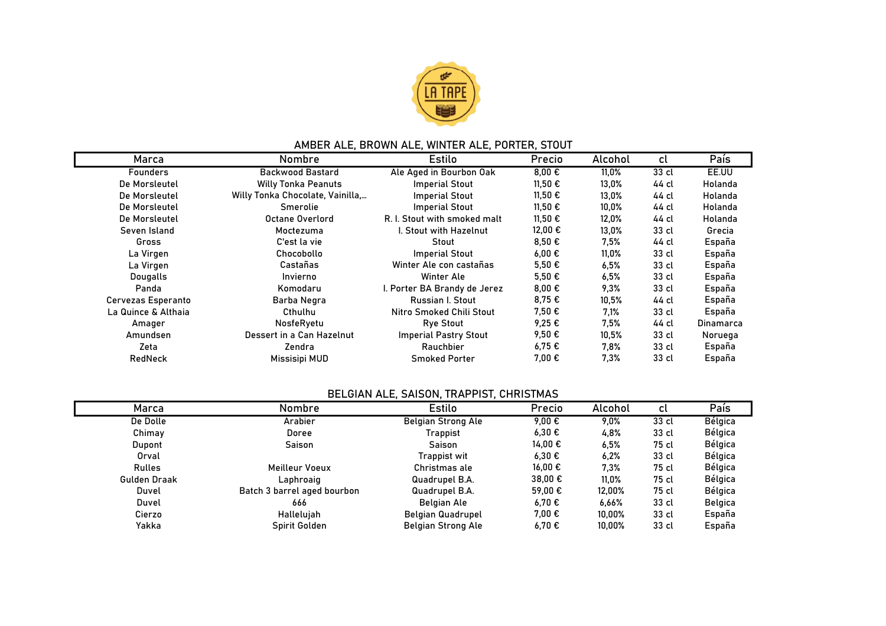LA TAPE

## AMBER ALE, BROWN ALE, WINTER ALE, PORTER, STOUT

| Marca | Nombre | Estilo | Precio | Alcohol | cl | País |
|---|---|---|---|---|---|---|
| Founders | Backwood Bastard | Ale Aged in Bourbon Oak | 8,00 € | 11,0% | 33 cl | EE.UU |
| De Morsleutel | Willy Tonka Peanuts | Imperial Stout | 11,50 € | 13,0% | 44 cl | Holanda |
| De Morsleutel | Willy Tonka Chocolate, Vainilla,... | Imperial Stout | 11,50 € | 13,0% | 44 cl | Holanda |
| De Morsleutel | Smerolie | Imperial Stout | 11,50 € | 10,0% | 44 cl | Holanda |
| De Morsleutel | Octane Overlord | R. I. Stout with smoked malt | 11,50 € | 12,0% | 44 cl | Holanda |
| Seven Island | Moctezuma | I. Stout with Hazelnut | 12,00 € | 13,0% | 33 cl | Grecia |
| Gross | C'est la vie | Stout | 8,50 € | 7,5% | 44 cl | España |
| La Virgen | Chocobollo | Imperial Stout | 6,00 € | 11,0% | 33 cl | España |
| La Virgen | Castañas | Winter Ale con castañas | 5,50 € | 6,5% | 33 cl | España |
| Dougalls | Invierno | Winter Ale | 5,50 € | 6,5% | 33 cl | España |
| Panda | Komodaru | I. Porter BA Brandy de Jerez | 8,00 € | 9,3% | 33 cl | España |
| Cervezas Esperanto | Barba Negra | Russian I. Stout | 8,75 € | 10,5% | 44 cl | España |
| La Quince & Althaia | Cthulhu | Nitro Smoked Chili Stout | 7,50 € | 7,1% | 33 cl | España |
| Amager | NosfeRyetu | Rye Stout | 9,25 € | 7,5% | 44 cl | Dinamarca |
| Amundsen | Dessert in a Can Hazelnut | Imperial Pastry Stout | 9,50 € | 10,5% | 33 cl | Noruega |
| Zeta | Zendra | Rauchbier | 6,75 € | 7,8% | 33 cl | España |
| RedNeck | Missisipi MUD | Smoked Porter | 7,00 € | 7,3% | 33 cl | España |

## BELGIAN ALE, SAISON, TRAPPIST, CHRISTMAS

| Marca | Nombre | Estilo | Precio | Alcohol | cl | País |
|---|---|---|---|---|---|---|
| De Dolle | Arabier | Belgian Strong Ale | 9,00 € | 9,0% | 33 cl | Bélgica |
| Chimay | Doree | Trappist | 6,30 € | 4,8% | 33 cl | Bélgica |
| Dupont | Saison | Saison | 14,00 € | 6,5% | 75 cl | Bélgica |
| Orval | | Trappist wit | 6,30 € | 6,2% | 33 cl | Bélgica |
| Rulles | Meilleur Voeux | Christmas ale | 16,00 € | 7,3% | 75 cl | Bélgica |
| Gulden Draak | Laphroaig | Quadrupel B.A. | 38,00 € | 11,0% | 75 cl | Bélgica |
| Duvel | Batch 3 barrel aged bourbon | Quadrupel B.A. | 59,00 € | 12,00% | 75 cl | Bélgica |
| Duvel | 666 | Belgian Ale | 6,70 € | 6,66% | 33 cl | Belgica |
| Cierzo | Hallelujah | Belgian Quadrupel | 7,00 € | 10,00% | 33 cl | España |
| Yakka | Spirit Golden | Belgian Strong Ale | 6,70 € | 10,00% | 33 cl | España |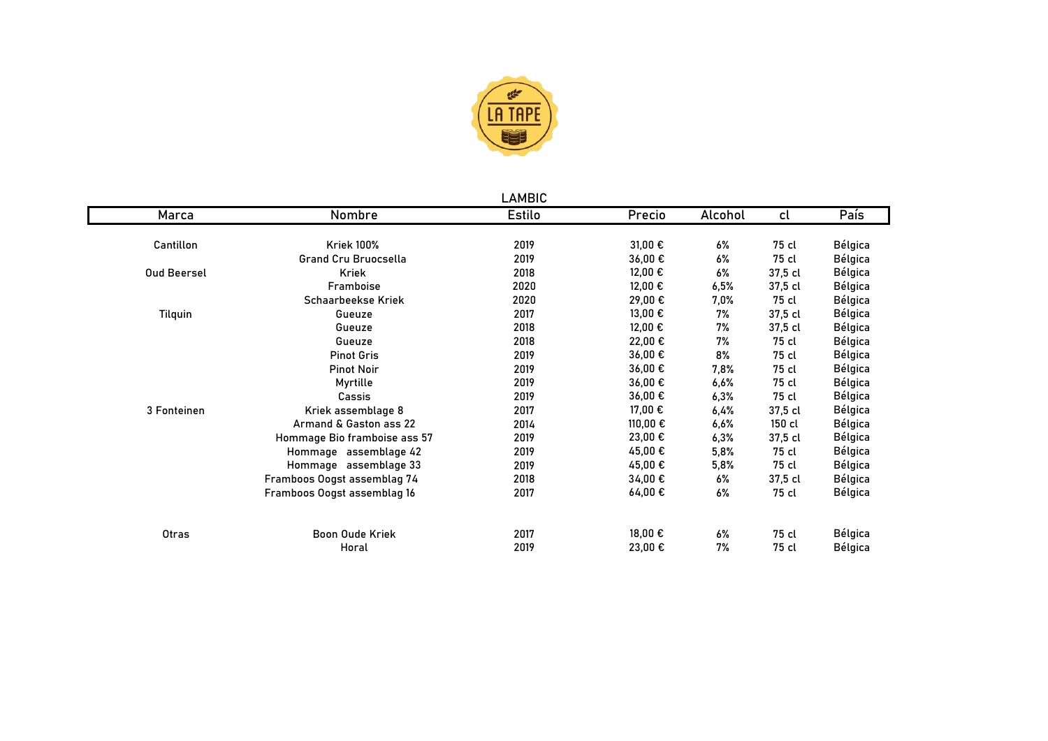## LAMBIC

| Marca | Nombre | Estilo | Precio | Alcohol | cl | País |
|---|---|---|---|---|---|---|
| Cantillon | Kriek 100% | 2019 | 31,00 € | 6% | 75 cl | Bélgica |
| | Grand Cru Bruocsella | 2019 | 36,00 € | 6% | 75 cl | Bélgica |
| Oud Beersel | Kriek | 2018 | 12,00 € | 6% | 37,5 cl | Bélgica |
| | Framboise | 2020 | 12,00 € | 6,5% | 37,5 cl | Bélgica |
| | Schaarbeekse Kriek | 2020 | 29,00 € | 7,0% | 75 cl | Bélgica |
| Tilquin | Gueuze | 2017 | 13,00 € | 7% | 37,5 cl | Bélgica |
| | Gueuze | 2018 | 12,00 € | 7% | 37,5 cl | Bélgica |
| | Gueuze | 2018 | 22,00 € | 7% | 75 cl | Bélgica |
| | Pinot Gris | 2019 | 36,00 € | 8% | 75 cl | Bélgica |
| | Pinot Noir | 2019 | 36,00 € | 7,8% | 75 cl | Bélgica |
| | Myrtille | 2019 | 36,00 € | 6,6% | 75 cl | Bélgica |
| | Cassis | 2019 | 36,00 € | 6,3% | 75 cl | Bélgica |
| 3 Fonteinen | Kriek assemblage 8 | 2017 | 17,00 € | 6,4% | 37,5 cl | Bélgica |
| | Armand & Gaston ass 22 | 2014 | 110,00 € | 6,6% | 150 cl | Bélgica |
| | Hommage Bio framboise ass 57 | 2019 | 23,00 € | 6,3% | 37,5 cl | Bélgica |
| | Hommage assemblage 42 | 2019 | 45,00 € | 5,8% | 75 cl | Bélgica |
| | Hommage assemblage 33 | 2019 | 45,00 € | 5,8% | 75 cl | Bélgica |
| | Framboos Oogst assemblag 74 | 2018 | 34,00 € | 6% | 37,5 cl | Bélgica |
| | Framboos Oogst assemblag 16 | 2017 | 64,00 € | 6% | 75 cl | Bélgica |
| Otras | Boon Oude Kriek | 2017 | 18,00 € | 6% | 75 cl | Bélgica |
| | Horal | 2019 | 23,00 € | 7% | 75 cl | Bélgica |